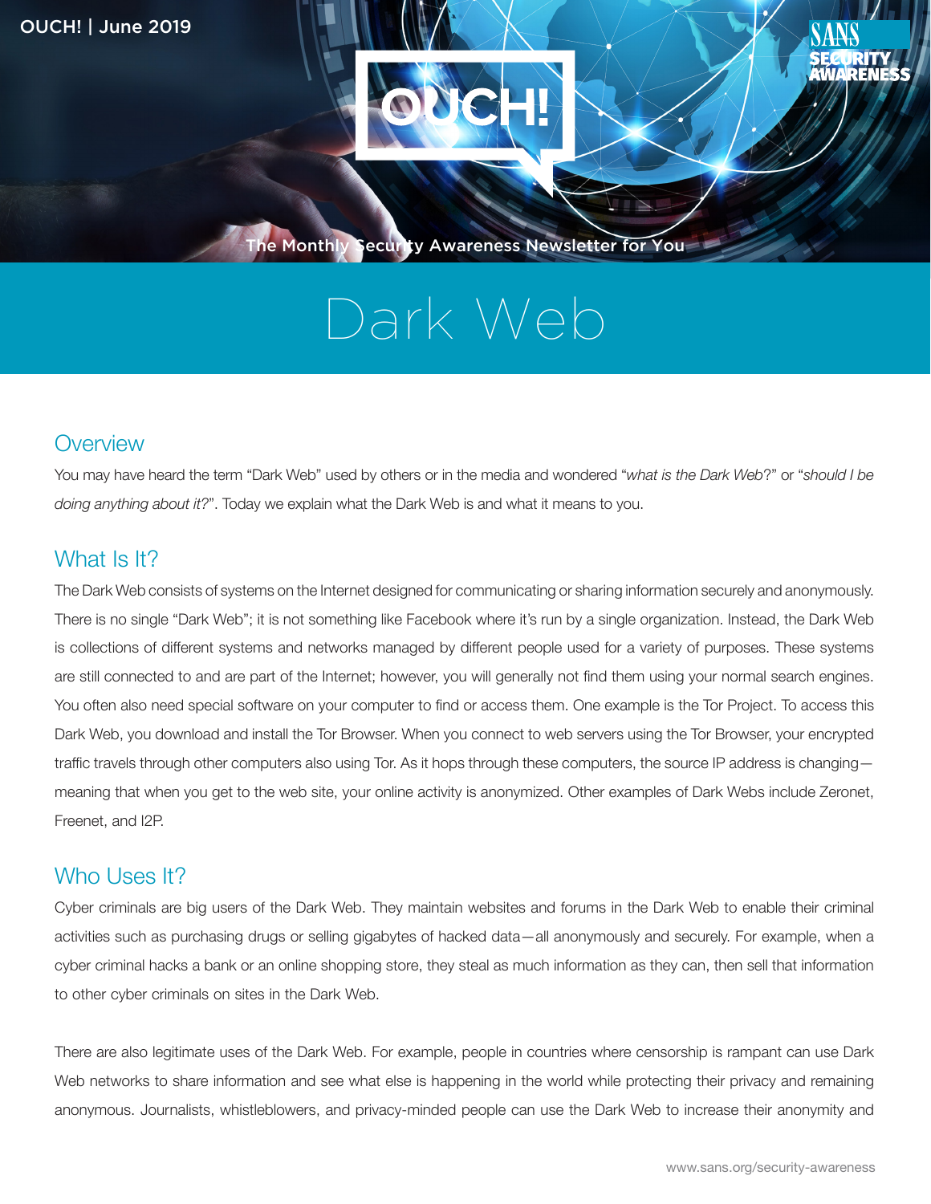OUCH! | June 2019

# Dark Web

## Overview

You may have heard the term "Dark Web" used by others or in the media and wondered "*what is the Dark Web*?" or "*should I be doing anything about it?*". Today we explain what the Dark Web is and what it means to you.

## What Is It?

The Dark Web consists of systems on the Internet designed for communicating or sharing information securely and anonymously. There is no single "Dark Web"; it is not something like Facebook where it's run by a single organization. Instead, the Dark Web is collections of different systems and networks managed by different people used for a variety of purposes. These systems are still connected to and are part of the Internet; however, you will generally not find them using your normal search engines. You often also need special software on your computer to find or access them. One example is the Tor Project. To access this Dark Web, you download and install the Tor Browser. When you connect to web servers using the Tor Browser, your encrypted traffic travels through other computers also using Tor. As it hops through these computers, the source IP address is changing—meaning that when you get to the web site, your online activity is anonymized. Other examples of Dark Webs include Zeronet, Freenet, and I2P.

## Who Uses It?

Cyber criminals are big users of the Dark Web. They maintain websites and forums in the Dark Web to enable their criminal activities such as purchasing drugs or selling gigabytes of hacked data—all anonymously and securely. For example, when a cyber criminal hacks a bank or an online shopping store, they steal as much information as they can, then sell that information to other cyber criminals on sites in the Dark Web.

There are also legitimate uses of the Dark Web. For example, people in countries where censorship is rampant can use Dark Web networks to share information and see what else is happening in the world while protecting their privacy and remaining anonymous. Journalists, whistleblowers, and privacy-minded people can use the Dark Web to increase their anonymity and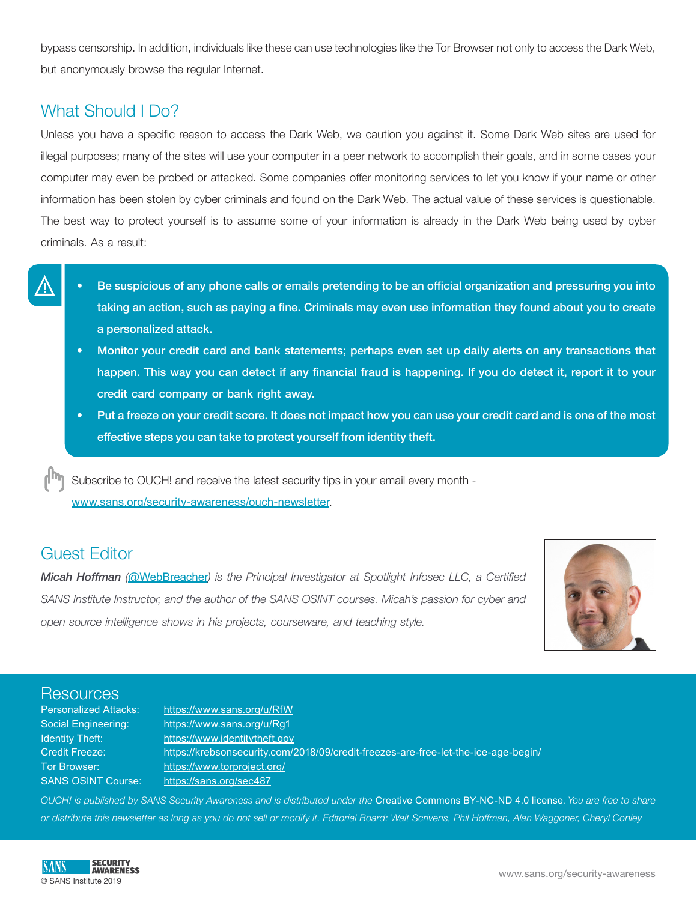bypass censorship. In addition, individuals like these can use technologies like the Tor Browser not only to access the Dark Web, but anonymously browse the regular Internet.

## What Should I Do?

Unless you have a specific reason to access the Dark Web, we caution you against it. Some Dark Web sites are used for illegal purposes; many of the sites will use your computer in a peer network to accomplish their goals, and in some cases your computer may even be probed or attacked. Some companies offer monitoring services to let you know if your name or other information has been stolen by cyber criminals and found on the Dark Web. The actual value of these services is questionable. The best way to protect yourself is to assume some of your information is already in the Dark Web being used by cyber criminals. As a result:

- **Be suspicious of any phone calls or emails pretending to be an official organization and pressuring you into taking an action, such as paying a fine. Criminals may even use information they found about you to create a personalized attack.**
- **Monitor your credit card and bank statements; perhaps even set up daily alerts on any transactions that happen. This way you can detect if any financial fraud is happening. If you do detect it, report it to your credit card company or bank right away.**
- **Put a freeze on your credit score. It does not impact how you can use your credit card and is one of the most effective steps you can take to protect yourself from identity theft.**

Subscribe to OUCH! and receive the latest security tips in your email every month - www.sans.org/security-awareness/ouch-newsletter.

## Guest Editor

***Micah Hoffman*** *(@WebBreacher) is the Principal Investigator at Spotlight Infosec LLC, a Certified SANS Institute Instructor, and the author of the SANS OSINT courses. Micah's passion for cyber and open source intelligence shows in his projects, courseware, and teaching style.*

## Resources

| | |
|---|---|
| Personalized Attacks: | https://www.sans.org/u/RfW |
| Social Engineering: | https://www.sans.org/u/Rg1 |
| Identity Theft: | https://www.identitytheft.gov |
| Credit Freeze: | https://krebsonsecurity.com/2018/09/credit-freezes-are-free-let-the-ice-age-begin/ |
| Tor Browser: | https://www.torproject.org/ |
| SANS OSINT Course: | https://sans.org/sec487 |

*OUCH! is published by SANS Security Awareness and is distributed under the Creative Commons BY-NC-ND 4.0 license. You are free to share or distribute this newsletter as long as you do not sell or modify it. Editorial Board: Walt Scrivens, Phil Hoffman, Alan Waggoner, Cheryl Conley*

SANS SECURITY AWARENESS

© SANS Institute 2019

www.sans.org/security-awareness